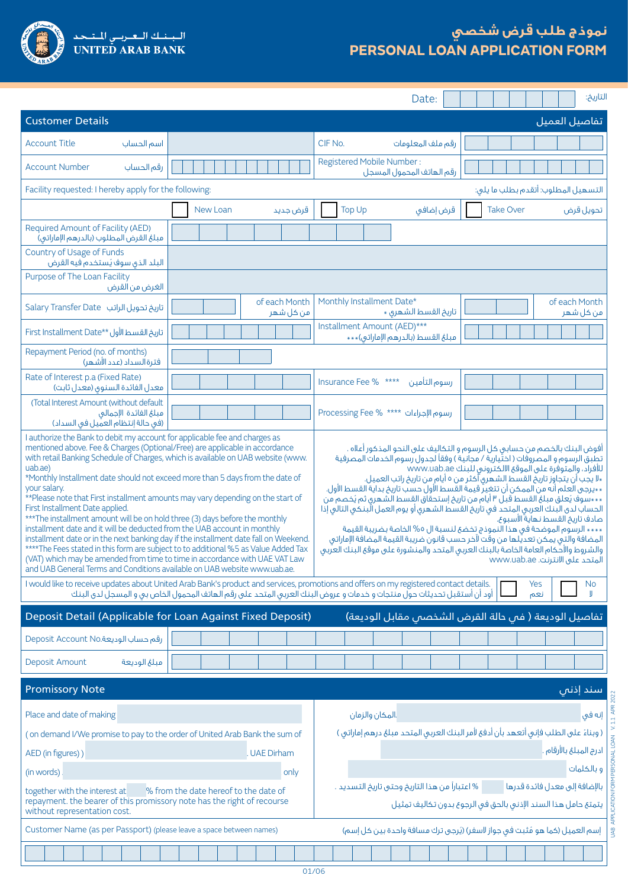# نموذج طلب قرض شخصي
# PERSONAL LOAN APPLICATION FORM

الـبـنـك الـعـربـي الـمـتـحـد
UNITED ARAB BANK

Date: | | التاريخ:

## Customer Details | تفاصيل العميل

| | | | |
|---|---|---|---|
| Account Title اسم الحساب | | CIF No. رقم ملف المعلومات | |
| Account Number رقم الحساب | | Registered Mobile Number : رقم الهاتف المحمول المسجل | |

Facility requested: I hereby apply for the following: | التسهيل المطلوب: أتقدم بطلب ما يلي:

☐ New Loan قرض جديد ☐ Top Up قرض إضافي ☐ Take Over تحويل قرض

| | | | |
|---|---|---|---|
| Required Amount of Facility (AED) مبلغ القرض المطلوب (بالدرهم الإماراتي) | | | |
| Country of Usage of Funds البلد الذي سوف يُستخدم فيه القرض | | | |
| Purpose of The Loan Facility الغرض من القرض | | | |
| Salary Transfer Date تاريخ تحويل الراتب | of each Month من كل شهر | Monthly Installment Date* تاريخ القسط الشهري * | of each Month من كل شهر |
| First Installment Date** تاريخ القسط الأول | | Installment Amount (AED)*** مبلغ القسط (بالدرهم الإماراتي)*** | |
| Repayment Period (no. of months) فترة السداد (عدد الأشهر) | | | |
| Rate of Interest p.a (Fixed Rate) معدل الفائدة السنوي (معدل ثابت) | | Insurance Fee % **** رسوم التأمين | |
| (Total Interest Amount (without default مبلغ الفائدة الإجمالي (في حالة إنتظام العميل في السداد) | | Processing Fee % **** رسوم الإجراءات | |

I authorize the Bank to debit my account for applicable fee and charges as mentioned above. Fee & Charges (Optional/Free) are applicable in accordance with retail Banking Schedule of Charges, which is available on UAB website (www.uab.ae)
*Monthly Installment date should not exceed more than 5 days from the date of your salary.
**Please note that First installment amounts may vary depending on the start of First Installment Date applied.
***The installment amount will be on hold three (3) days before the monthly installment date and it will be deducted from the UAB account in monthly installment date or in the next banking day if the installment date fall on Weekend.
****The Fees stated in this form are subject to to additional %5 as Value Added Tax (VAT) which may be amended from time to time in accordance with UAE VAT Law and UAB General Terms and Conditions available on UAB website www.uab.ae.

أفوض البنك بالخصم من حسابي كل الرسوم و التكاليف على النحو المذكور أعلاه . تطبق الرسوم و المصروفات ( اختيارية / مجانية ) وفقاً لجدول رسوم الخدمات المصرفية للأفراد، والمتوفرة على الموقع الالكتروني للبنك www.uab.ae
*لا يجب أن يتجاوز تاريخ القسط الشهري أكثر من ٥ أيام من تاريخ راتب العميل.
**يرجى العلم أنه من الممكن أن تتغير قيمة القسط الأول حسب تاريخ بداية القسط الأول.
***سوف يُعلق مبلغ القسط قبل ٣ أيام من تاريخ إستحقاق القسط الشهري ثم يُخصم من الحساب لدى البنك العربي المتحد في تاريخ القسط الشهري أو يوم العمل البنكي التالي إذا صادف تاريخ القسط نهاية الأسبوع.
****الرسوم الموضحة في هذا النموذج تخضع لنسبة الـ ٥% الخاصة بضريبة القيمة المضافة والتي يمكن تعديلها من وقت لآخر حسب قانون ضريبة القيمة المضافة الإماراتي والشروط والأحكام العامة الخاصة بالبنك العربي المتحد والمنشورة على موقع البنك العربي المتحد على الانترنت www.uab.ae

I would like to receive updates about United Arab Bank's product and services, promotions and offers on my registered contact details.
أود أن أستقبل تحديثات حول منتجات و خدمات و عروض البنك العربي المتحد على رقم الهاتف المحمول الخاص بي و المسجل لدى البنك
☐ Yes نعم ☐ No لا

## Deposit Detail (Applicable for Loan Against Fixed Deposit) | تفاصيل الوديعة ( في حالة القرض الشخصي مقابل الوديعة)

| | |
|---|---|
| Deposit Account No. رقم حساب الوديعة | |
| Deposit Amount مبلغ الوديعة | |

## Promissory Note | سند إذني

Place and date of making ______

( on demand I/We promise to pay to the order of United Arab Bank the sum of AED (in figures) ) ______ UAE Dirham (in words) ______ only together with the interest at ____ % from the date hereof to the date of repayment. the bearer of this promissory note has the right of recourse without representation cost.

إنه في ______ المكان والزمان.

( وبناءً على الطلب فإني أتعهد بأن أدفع لأمر البنك العربي المتحد مبلغ درهم إماراتي ) ادرج المبلغ بالأرقام ______ و بالكلمات ______ بالإضافة إلى معدل فائدة قدرها ____ % اعتباراً من هذا التاريخ وحتى تاريخ التسديد . يتمتع حامل هذا السند الإذني بالحق في الرجوع بدون تكاليف تمثيل

Customer Name (as per Passport) (please leave a space between names) | إسم العميل (كما هو مُثبت في جواز السفر) (يُرجى ترك مسافة واحدة بين كل إسم)

UAB APPLICATION FORM PERSONAL LOAN V 1.1 APR 2022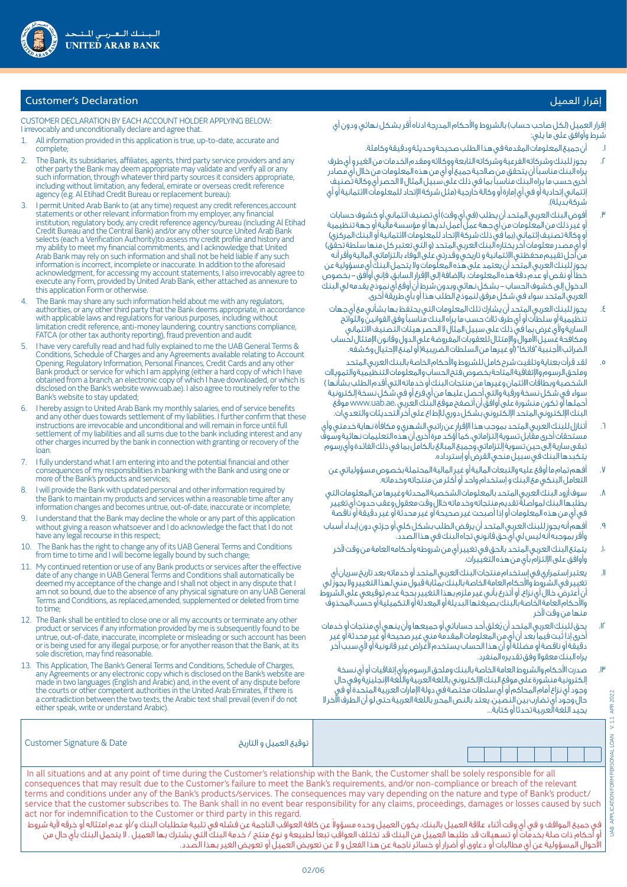## Customer's Declaration

## إقرار العميل

CUSTOMER DECLARATION BY EACH ACCOUNT HOLDER APPLYING BELOW:
I irrevocably and unconditionally declare and agree that.

1. All information provided in this application is true, up-to-date, accurate and complete;
2. The Bank, its subsidiaries, affiliates, agents, third party service providers and any other party the Bank may deem appropriate may validate and verify all or any such information, through whatever third party sources it considers appropriate, including without limitation, any federal, emirate or overseas credit reference agency (e.g. Al Etihad Credit Bureau or replacement bureau);
3. I permit United Arab Bank to (at any time) request any credit references,account statements or other relevant information from my employer, any financial institution, regulatory body, any credit reference agency/bureau (including Al Etihad Credit Bureau and the Central Bank) and/or any other source United Arab Bank selects (each a Verification Authority)to assess my credit profile and history and my ability to meet my financial commitments, and I acknowledge that United Arab Bank may rely on such information and shall not be held liable if any such information is incorrect, incomplete or inaccurate. In addition to the aforesaid acknowledgment, for accessing my account statements, I also irrevocably agree to execute any Form, provided by United Arab Bank, either attached as annexure to this application Form or otherwise.
4. The Bank may share any such information held about me with any regulators, authorities, or any other third party that the Bank deems appropriate, in accordance with applicable laws and regulations for various purposes, including without limitation credit reference, anti-money laundering, country sanctions compliance, FATCA (or other tax authority reporting), fraud prevention and audit
5. I have very carefully read and had fully explained to me the UAB General Terms & Conditions, Schedule of Charges and any Agreements available relating to Account Opening, Regulatory Information, Personal Finances, Credit Cards and any other Bank product or service for which I am applying (either a hard copy of which I have obtained from a branch, an electronic copy of which I have downloaded, or which is disclosed on the Bank's website www.uab.ae). I also agree to routinely refer to the Bank's website to stay updated;
6. I hereby assign to United Arab Bank my monthly salaries, end of service benefits and any other dues towards settlement of my liabilities. I further confirm that these instructions are irrevocable and unconditional and will remain in force until full settlement of my liabilities and all sums due to the bank including interest and any other charges incurred by the bank in connection with granting or recovery of the loan.
7. I fully understand what I am entering into and the potential financial and other consequences of my responsibilities in banking with the Bank and using one or more of the Bank's products and services;
8. I will provide the Bank with updated personal and other information required by the Bank to maintain my products and services within a reasonable time after any information changes and becomes untrue, out-of-date, inaccurate or incomplete;
9. I understand that the Bank may decline the whole or any part of this application without giving a reason whatsoever and I do acknowledge the fact that I do not have any legal recourse in this respect;
10. The Bank has the right to change any of its UAB General Terms and Conditions from time to time and I will become legally bound by such change;
11. My continued retention or use of any Bank products or services after the effective date of any change in UAB General Terms and Conditions shall automatically be deemed my acceptance of the change and I shall not object in any dispute that I am not so bound, due to the absence of any physical signature on any UAB General Terms and Conditions, as replaced,amended, supplemented or deleted from time to time;
12. The Bank shall be entitled to close one or all my accounts or terminate any other product or services if any information provided by me is subsequently found to be untrue, out-of-date, inaccurate, incomplete or misleading or such account has been or is being used for any illegal purpose, or for anyother reason that the Bank, at its sole discretion, may find reasonable.
13. This Application, The Bank's General Terms and Conditions, Schedule of Charges, any Agreements or any electronic copy which is disclosed on the Bank's website are made in two languages (English and Arabic) and, in the event of any dispute before the courts or other competent authorities in the United Arab Emirates, if there is a contradiction between the two texts, the Arabic text shall prevail (even if do not either speak, write or understand Arabic).

إقرار العميل (لكل صاحب حساب) بالشروط والأحكام المدرجة ادناه أقر بشكل نهائي ودون أي شرط وأوافق على ما يلي:

١. أن جميع المعلومات المقدمة في هذا الطلب صحيحة وحديثة ودقيقة وكاملة.
٢. يجوز للبنك وشركاته الفرعية وشركاته التابعة ووكلائه ومقدم الخدمات من الغير و أي طرف يراه البنك مناسباً أن يتحقق من صلاحية جميع أو أي من هذه المعلومات من خلال أي مصادر أخرى حسب ما يراه البنك مناسباً بما في ذلك على سبيل المثال لا الحصر أي وكالة تصنيف إئتماني إتحادية أو في أي إمارة أو وكالة خارجية (مثل شركة الإتحاد للمعلومات الائتمانية أو أي شركة بديلة).
٣. أفوض البنك العربي المتحد أن يطلب (في أي وقت) أي تصنيف ائتماني أو كشوف حسابات أو غير ذلك من المعلومات من أي جهة عمل أعمل لديها أو مؤسسة مالية أو جهة تنظيمية أو وكالة تصنيف إئتماني (بما في ذلك شركة الإتحاد للمعلومات الائتمانية أو البنك المركزي) أو أي مصدر معلومات آخر يختاره البنك العربي المتحد (و التي تعتبر كل منها سلطة تحقق) من أجل تقييم محفظتي الائتمانية و تاريخي وقدرتي على الوفاء بالتزاماتي المالية وأقر أنه يجوز للبنك العربي المتحد أن يعتمد على هذه المعلومات ولا يتحمل البنك أي مسؤولية عن خطأ أو نقص أو عدم دقة هذه المعلومات. بالإضافة إلى الإقرار السابق، فإنني أوافق - بخصوص الدخول إلى كشوف الحساب - بشكل نهائي وبدون شرط أن أوقع أي نموذج يقدمه لي البنك العربي المتحد سواء في شكل مرفق لنموذج الطلب هذا أو بأي طريقة أخرى.
٤. يجوز للبنك العربي المتحد أن يشارك تلك المعلومات التي يحتفظ بها بشأني مع أي جهات تنظيمية أو سلطات أو أي طرف ثالث حسب ما يراه البنك مناسباً وفق القوانين واللوائح السارية ولأي غرض بما في ذلك على سبيل المثال لا الحصر هيئات التصنيف الائتماني ومكافحة غسيل الأموال والإمتثال للعقوبات المفروضة على الدول وقانون الإمتثال لحساب الضرائب الأجنبية "فاتكا" (أو غيرها من السلطات الضريبية) أو لمنع الإحتيال وكشفه.
٥. لقد قرأت بعناية وتلقيت شرح كامل للشروط والأحكام الخاصة بالبنك العربي المتحد وملحق الرسوم والإتفاقية المتاحة بخصوص فتح الحساب والمعلومات التنظيمية والتمويلات الشخصية وبطاقات الائتمان وغيرها من منتجات البنك أو خدماته التي أقدم الطلب بشأنها ) سواء في شكل نسخة ورقية والتي أحصل عليها من أي فرع أو في شكل نسخة الكترونية أحملها أو تكون منشورة على موقع البنك www.uab.ae. وأوافق أن أتصفح موقع البنك العربي المتحد الإلكتروني بشكل دوري للإطلاع على آخر التحديثات والتعديلات.
٦. أتنازل للبنك العربي المتحد بموجب هذا الإقرار عن راتبي الشهري و مكافأة نهاية خدمتي وأي مستحقات أخرى مقابل تسوية إلتزاماتي، كما أؤكد مرة أخرى أن هذه التعليمات نهائية وسوف تبقى سارية إلى حين تسوية إلتزاماتي وجميع المبالغ بالكامل بما في ذلك الفائدة وأي رسوم يتكبدها البنك في سبيل منحي القرض أو إسترداده.
٧. أفهم تماماً ما أوقع عليه والتبعات المالية أو غير المالية المحتملة بخصوص مسؤولياتي عن التعامل البنكي مع البنك و إستخدام واحد أو أكثر من منتجاته وخدماته.
٨. سوف أزود البنك العربي المتحد بالمعلومات الشخصية المحدثة وغيرها من المعلومات التي يطلبها البنك لمواصلة تقديم منتجاته وخدماته خلال وقت معقول وعقب حدوث أي تغيير في أي من هذه المعلومات أو إذا أصبحت غير صحيحة أو غير محدثة أو غير دقيقة أو ناقصة.
٩. أفهم أنه يجوز للبنك العربي المتحد أن يرفض الطلب بشكل كلي أو جزئي دون إبداء أسباب وأقر بموجبه أنه ليس لي أي حق قانوني تجاه البنك في هذا الصدد.
١٠. يتمتع البنك العربي المتحد بالحق في تغيير أي من شروطه وأحكامه العامة من وقت لآخر وأوافق على الإلتزام بأي من هذه التغييرات.
١١. يعتبر إستمراري في إستخدام منتجات البنك العربي المتحد أو خدماته بعد تاريخ سريان أي تغيير في الشروط والأحكام العامة الخاصة بالبنك بمثابة قبول مني لهذا التغيير ولا يجوز لي أن أعترض، خلال أي نزاع، أو أتذرع بأني غير ملزم بهذا التغيير بحجة عدم توقيعي على الشروط والأحكام العامة الخاصة بالبنك بصيغتها البديلة أو المعدلة أو التكميلية أو حسب المحذوف منها من وقت لآخر.
١٢. يحق للبنك العربي المتحد أن يُغلق أحد حساباتي أو جميعها وأن ينهي أي منتجات أو خدمات أخرى إذا ثبت فيما بعد أن أي من المعلومات المقدمة مني غير صحيحة أو غير محدثة أو غير دقيقة أو ناقصة أو مضللة أو أن هذا الحساب يستخدم لأغراض غير قانونية أو لأي سبب آخر يراه البنك معقولاً وفق تقديره المنفرد.
١٣. صدرت الأحكام والشروط العامة الخاصة بالبنك وملحق الرسوم وأي إتفاقيات و أي نسخة إلكترونية منشورة على موقع البنك الإلكتروني باللغة العربية واللغة الإنجليزية وفي حال وجود أي نزاع أمام المحاكم أو أي سلطات مختصة في دولة الإمارات العربية المتحدة أو في حال وجود أي تضارب بين النصين، يعتد بالنص المحرر باللغة العربية حتى لو أن الطرف الآخر لا يجيد اللغة العربية تحدثاً أو كتابة...

| Customer Signature & Date | توقيع العميل و التاريخ | |
|---|---|---|

In all situations and at any point of time during the Customer's relationship with the Bank, the Customer shall be solely responsible for all consequences that may result due to the Customer's failure to meet the Bank's requirements, and/or non-compliance or breach of the relevant terms and conditions under any of the Bank's products/services. The consequences may vary depending on the nature and type of Bank's product/ service that the customer subscribes to. The Bank shall in no event bear responsibility for any claims, proceedings, damages or losses caused by such act nor for indemnification to the Customer or third party in this regard.

في جميع المواقف و في أي وقت أثناء علاقة العميل بالبنك، يكون العميل وحده مسؤولاً عن كافة العواقب الناجمة عن فشله في تلبية متطلبات البنك و/أو عدم امتثاله أو خرقه لأية شروط أو أحكام ذات صلة بخدمات أو تسهيلات قد طلبها العميل من البنك قد تختلف العواقب تبعاً لطبيعة و نوع منتج / خدمة البنك التي يشترك بها العميل . لا يتحمل البنك بأي حال من الأحوال المسؤولية عن أي مطالبات أو دعاوى أو أضرار أو خسائر ناجمة عن هذا الفعل و لا عن تعويض العميل أو تعويض الغير بهذا الصدد.

UAB APPLICATION FORM PERSONAL LOAN V 1.1 APR 2022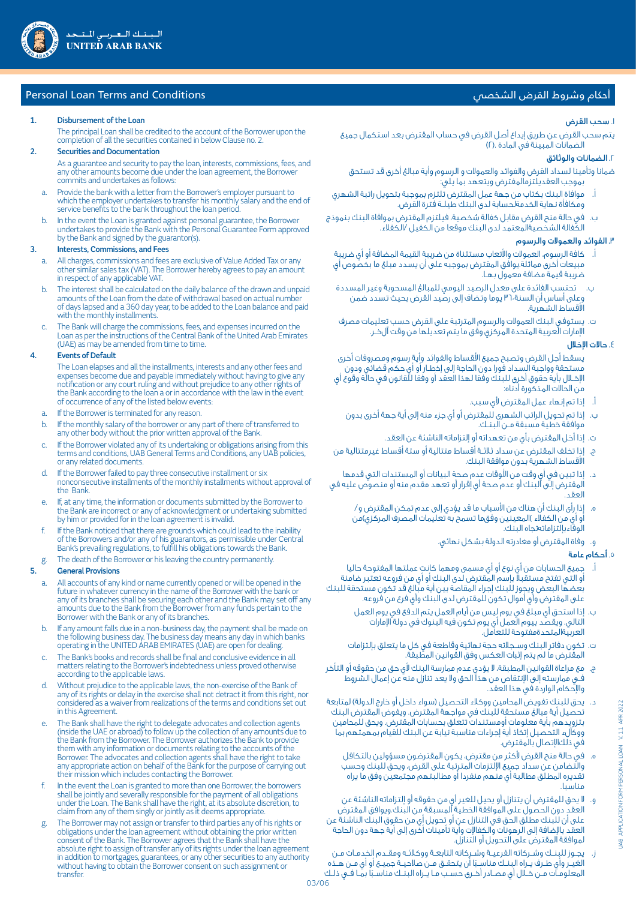## Personal Loan Terms and Conditions

**1. Disbursement of the Loan**

The principal Loan shall be credited to the account of the Borrower upon the completion of all the securities contained in below Clause no. 2.

**2. Securities and Documentation**

As a guarantee and security to pay the loan, interests, commissions, fees, and any other amounts become due under the loan agreement, the Borrower commits and undertakes as follows:

a. Provide the bank with a letter from the Borrower's employer pursuant to which the employer undertakes to transfer his monthly salary and the end of service benefits to the bank throughout the loan period.

b. In the event the Loan is granted against personal guarantee, the Borrower undertakes to provide the Bank with the Personal Guarantee Form approved by the Bank and signed by the guarantor(s).

**3. Interests, Commissions, and Fees**

a. All charges, commissions and fees are exclusive of Value Added Tax or any other similar sales tax (VAT). The Borrower hereby agrees to pay an amount in respect of any applicable VAT.

b. The interest shall be calculated on the daily balance of the drawn and unpaid amounts of the Loan from the date of withdrawal based on actual number of days lapsed and a 360 day year, to be added to the Loan balance and paid with the monthly installments.

c. The Bank will charge the commissions, fees, and expenses incurred on the Loan as per the instructions of the Central Bank of the United Arab Emirates (UAE) as may be amended from time to time.

**4. Events of Default**

The Loan elapses and all the installments, interests and any other fees and expenses become due and payable immediately without having to give any notification or any court ruling and without prejudice to any other rights of the Bank according to the loan a or in accordance with the law in the event of occurrence of any of the listed below events:

a. If the Borrower is terminated for any reason.

b. If the monthly salary of the borrower or any part of there of transferred to any other body without the prior written approval of the Bank.

c. If the Borrower violated any of his undertaking or obligations arising from this terms and conditions, UAB General Terms and Conditions, any UAB policies, or any related documents.

d. If the Borrower failed to pay three consecutive installment or six nonconsecutive installments of the monthly installments without approval of the Bank.

e. If, at any time, the information or documents submitted by the Borrower to the Bank are incorrect or any of acknowledgment or undertaking submitted by him or provided for in the loan agreement is invalid.

f. If the Bank noticed that there are grounds which could lead to the inability of the Borrowers and/or any of his guarantors, as permissible under Central Bank's prevailing regulations, to fulfill his obligations towards the Bank.

g. The death of the Borrower or his leaving the country permanently.

**5. General Provisions**

a. All accounts of any kind or name currently opened or will be opened in the future in whatever currency in the name of the Borrower with the bank or any of its branches shall be securing each other and the Bank may set off any amounts due to the Bank from the Borrower from any funds pertain to the Borrower with the Bank or any of its branches.

b. If any amount falls due in a non-business day, the payment shall be made on the following business day. The business day means any day in which banks operating in the UNITED ARAB EMIRATES (UAE) are open for dealing.

c. The Bank's books and records shall be final and conclusive evidence in all matters relating to the Borrower's indebtedness unless proved otherwise according to the applicable laws.

d. Without prejudice to the applicable laws, the non-exercise of the Bank of any of its rights or delay in the exercise shall not detract it from this right, nor considered as a waiver from realizations of the terms and conditions set out in this Agreement.

e. The Bank shall have the right to delegate advocates and collection agents (inside the UAE or abroad) to follow up the collection of any amounts due to the Bank from the Borrower. The Borrower authorizes the Bank to provide them with any information or documents relating to the accounts of the Borrower. The advocates and collection agents shall have the right to take any appropriate action on behalf of the Bank for the purpose of carrying out their mission which includes contacting the Borrower.

f. In the event the Loan is granted to more than one Borrower, the borrowers shall be jointly and severally responsible for the payment of all obligations under the Loan. The Bank shall have the right, at its absolute discretion, to claim from any of them singly or jointly as it deems appropriate.

g. The Borrower may not assign or transfer to third parties any of his rights or obligations under the loan agreement without obtaining the prior written consent of the Bank. The Borrower agrees that the Bank shall have the absolute right to assign of transfer any of its rights under the loan agreement in addition to mortgages, guarantees, or any other securities to any authority without having to obtain the Borrower consent on such assignment or transfer.

## أحكام وشروط القرض الشخصي

**١. سحب القرض**

يتم سحب القرض عن طريق إيداع أصل القرض في حساب المقترض بعد استكمال جميع الضمانات المبينة في المادة (٢).

**٢. الضمانات والوثائق**

ضمانا وتأمينا لسداد القرض والفوائد والعمولات و الرسوم وأية مبالغ أخرى قد تستحق بموجب العقديلتزمالمقترض ويتعهد بما يلي:

أ. موافاة البنك بكتاب من جهة عمل المقترض تلتزم بموجبة بتحويل راتبة الشهري ومكافأة نهاية الخدمةلحسابة لدى البنك طيلة فترة القرض.

ب. في حالة منح القرض مقابل كفالة شخصية، فيلتزم المقترض بموافاة البنك بنموذج الكفالة الشخصيةالمعتمد لدى البنك موقعا من الكفيل /الكفلاء.

**٣. الفوائد والعمولات والرسوم**

أ. كافة الرسوم، العمولات والأتعاب مستثناة من ضريبة القيمة المضافة أو أي ضريبة مبيعات أخرى مماثلة.يوافق المقترض بموجبه على أن يسدد مبلغ ما بخصوص أي ضريبة قيمة مضافة معمول بها.

ب. تحتسب الفائدة على معدل الرصيد اليومي للمبالغ المسحوبة وغير المسددة وعلى أساس أن السنة٣٦٠ يوما وتضاف إلى رصيد القرض بحيث تسدد ضمن الأقساط الشهرية.

ت. يستوفي البنك العمولات والرسوم المترتبة على القرض حسب تعليمات مصرف الإمارات العربية المتحدة المركزي وفق ما يتم تعديلها من وقت ألخر.

**٤. حالات الإخلال**

يسقط أجل القرض وتصبح جميع الأقساط والفوائد وأية رسوم ومصروفات أخرى مستحقة وواجبة السداد فورا دون الحاجة إلى إخطار أو أي حكم قضائي ودون الإخلال بأية حقوق أخرى للبنك وفقا لهذا العقد أو وفقا للقانون في حالة وقوع أي من الحالات المذكورة أدناه:

أ. إذا تم إنهاء عمل المقترض لأي سبب.

ب. إذا تم تحويل الراتب الشهري للمقترض أو أي جزء منه إلى أية جهة أخرى بدون موافقة خطية مسبقة من البنك.

ت. إذا أخل المقترض بأي من تعهداته أو إلتزاماته الناشئة عن العقد.

ج. إذا تخلف المقترض عن سداد ثلاثة أقساط متتالية أو ستة أقساط غيرمتتالية من الأقساط الشهرية بدون موافقة البنك.

د. إذا تبين في أي وقت من الأوقات عدم صحة البيانات أو المستندات التي قدمها المقترض إلى البنك أو عدم صحة أي إقرار أو تعهد مقدم منه أو منصوص عليه في العقد.

ه. إذا رأى البنك أن هناك من الأسباب ما قد يؤدي إلى عدم تمكن المقترض و/ أو أي من الكفلاء )المعينين وفقها تسمح به تعليمات المصرف المركزي(من الوفاءبالتزاماتهتجاه البنك.

و. وفاة المقترض أو مغادرته الدولة بشكل نهائي.

**٥. أحكام عامة**

أ. جميع الحسابات من أي نوع أو أي مسمى ومهما كانت عملتها المفتوحة حاليا أو التي تفتح مستقبلاً باسم المقترض لدى البنك أو أي من فروعه تعتبر ضامنة بعضها البعض ويجوز للبنك إجراء المقاصة بين أية مبالغ قد تكون مستحقة للبنك على المقترض وأي أموال تكون للمقترض لدى البنك وأي فرع من فروعه.

ب. إذا استحق أي مبلغ في يوم ليس من أيام العمل يتم الدفع في يوم العمل التالي. ويقصد بيوم العمل أي يوم تكون فيه البنوك في دولة الإمارات العربيةالمتحدةمفتوحة للتعامل.

ت. تكون دفاتر البنك وسجلاته حجة نهائية وقاطعة في كل ما يتعلق بالتزامات المقترض ما لم يتم إثبات العكس وفق القوانين المطبقة.

ج. مع مراعاة القوانين المطبقة، لا يؤدي عدم ممارسة البنك لأي حق من حقوقه أو التأخر في ممارسته إلى الإنتقاص من هذا الحق ولا يعد تنازل منه عن إعمال الشروط والإحكام الواردة في هذا العقد.

د. يحق للبنك تفويض المحامين ووكلاء التحصيل (سواء داخل أو خارج الدولة) لمتابعة تحصيل أية مبالغ مستحقة للبنك في مواجهة المقترض. ويفوض المقترض البنك بتزويدهم بأية معلومات أومستندات تتعلق بحسابات المقترض. ويحق للمحامين ووكلاء التحصيل إتخاذ أية إجراءات مناسبة نيابة عن البنك للقيام بمهمتهم بما في ذلك الإتصال بالمقترض.

ه. في حالة منح القرض لأكثر من مقترض، يكون المقترضون مسؤولين بالتكافل والتضامن عن سداد جميع الإلتزامات المترتبة على القرض، ويحق للبنك وحسب تقديره المطلق مطالبة أي منهم منفردا أو مطالبتهم مجتمعين وفق ما يراه مناسبا.

و. لا يحق للمقترض أن يتنازل أو يحيل للغير أي من حقوقه أو إلتزاماته الناشئة عن العقد دون الحصول على الموافقة الخطية المسبقة من البنك.ويوافق المقترض على أن للبنك مطلق الحق في التنازل عن أو تحويل أي من حقوق البنك الناشئة عن العقد بالإضافة إلى الرهونات والكفالات وأية تأمينات أخرى إلى أية جهة دون الحاجة لموافقة المقترض على التحويل أو التنازل.

ز. يجوز للبنك وشركاته الفرعية وشركاته التابعة ووكلائه ومقدم الخدمات من الغير وأي طرف يراه البنك مناسبا أن يتحقق من صلاحية جميع أو أي من هذه المعلومات من خلال أي مصادر أخرى حسب ما يراه البنك مناسبا بما في ذلك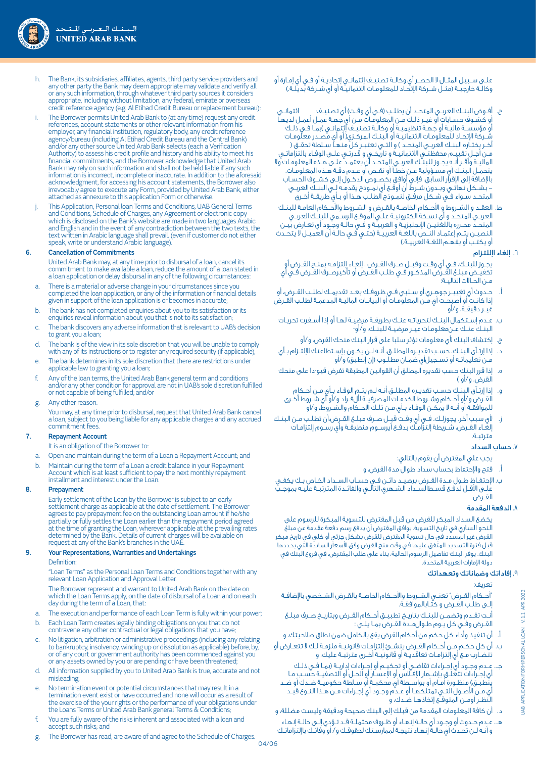h. The Bank, its subsidiaries, affiliates, agents, third party service providers and any other party the Bank may deem appropriate may validate and verify all or any such information, through whatever third party sources it considers appropriate, including without limitation, any federal, emirate or overseas credit reference agency (e.g. Al Etihad Credit Bureau or replacement bureau):

i. The Borrower permits United Arab Bank to (at any time) request any credit references, account statements or other relevant information from his employer, any financial institution, regulatory body, any credit reference agency/bureau (including Al Etihad Credit Bureau and the Central Bank) and/or any other source United Arab Bank selects (each a Verification Authority) to assess his credit profile and history and his ability to meet his financial commitments, and the Borrower acknowledge that United Arab Bank may rely on such information and shall not be held liable if any such information is incorrect, incomplete or inaccurate. In addition to the aforesaid acknowledgment, for accessing his account statements, the Borrower also irrevocably agree to execute any Form, provided by United Arab Bank, either attached as annexure to this application Form or otherwise.

j. This Application, Personal loan Terms and Conditions, UAB General Terms and Conditions, Schedule of Charges, any Agreement or electronic copy which is disclosed on the Bank's website are made in two languages Arabic and English and in the event of any contradiction between the two texts, the text written in Arabic language shall prevail. (even if customer do not either speak, write or understand Arabic language).

## 6. Cancellation of Commitments

United Arab Bank may, at any time prior to disbursal of a loan, cancel its commitment to make available a loan, reduce the amount of a loan stated in a loan application or delay disbursal in any of the following circumstances:

a. There is a material or adverse change in your circumstances since you completed the loan application, or any of the information or financial details given in support of the loan application is or becomes in accurate;

b. The bank has not completed enquiries about you to its satisfaction or its enquiries reveal information about you that is not to its satisfaction;

c. The bank discovers any adverse information that is relevant to UAB's decision to grant you a loan;

d. The bank is of the view in its sole discretion that you will be unable to comply with any of its instructions or to register any required security (if applicable);

e. The bank determines in its sole discretion that there are restrictions under applicable law to granting you a loan;

f. Any of the loan terms, the United Arab Bank general term and conditions and/or any other condition for approval are not in UAB's sole discretion fulfilled or not capable of being fulfilled; and/or

g. Any other reason.

You may, at any time prior to disbursal, request that United Arab Bank cancel a loan, subject to you being liable for any applicable charges and any accrued commitment fees.

## 7. Repayment Account

It is an obligation of the Borrower to:

a. Open and maintain during the term of a Loan a Repayment Account; and

b. Maintain during the term of a Loan a credit balance in your Repayment Account which is at least sufficient to pay the next monthly repayment installment and interest under the Loan.

## 8. Prepayment

Early settlement of the Loan by the Borrower is subject to an early settlement charge as applicable at the date of settlement. The Borrower agrees to pay prepayment fee on the outstanding Loan amount if he/she partially or fully settles the Loan earlier than the repayment period agreed at the time of granting the Loan, wherever applicable at the prevailing rates determined by the Bank. Details of current charges will be available on request at any of the Bank's branches in the UAE.

## 9. Your Representations, Warranties and Undertakings

Definition:

"Loan Terms" as the Personal Loan Terms and Conditions together with any relevant Loan Application and Approval Letter.

The Borrower represent and warrant to United Arab Bank on the date on which the Loan Terms apply, on the date of disbursal of a Loan and on each day during the term of a Loan, that:

a. The execution and performance of each Loan Term is fully within your power;

b. Each Loan Term creates legally binding obligations on you that do not contravene any other contractual or legal obligations that you have;

c. No litigation, arbitration or administrative proceedings (including any relating to bankruptcy, insolvency, winding up or dissolution as applicable) before, by, or of any court or government authority has been commenced against you or any assets owned by you or are pending or have been threatened;

d. All information supplied by you to United Arab Bank is true, accurate and not misleading;

e. No termination event or potential circumstances that may result in a termination event exist or have occurred and none will occur as a result of the exercise of the your rights or the performance of your obligations under the Loans Terms or United Arab Bank general Terms & Conditions;

f. You are fully aware of the risks inherent and associated with a loan and accept such risks; and

g. The Borrower has read, are aware of and agree to the Schedule of Charges.

علـى سـبيل المثـال لا الحصـر أي وكالـة تصنيـف إئتمانـي إتحاديـة أو فـي أي إمـارة أو وكالـة خارجيـة (مثـل شـركة الإتحـاد للمعلومـات الائتمانيـة أو أي شـركة بديلـة).

ح. أفـوض البنـك العربـي المتحـد أن يطلـب (فـي أي وقـت) أي تصنيـف ائتمانـي أو كشـوف حسـابات أو غيـر ذلـك مـن المعلومـات مـن أي جهـة عمـل أعمـل لديهـا أو مؤسسـة ماليـة أو جهـة تنظيميـة أو وكالـة تصنيـف إئتمانـي (بمـا فـي ذلـك شـركة الإتحـاد للمعلومـات الائتمانيـة أو البنـك المركـزي) أو أي مصـدر معلومـات آخـر يختـاره البنـك العربـي المتحـد ) و التـي تعتبـر كل منهـا سـلطة تحقـق ( مـن أجـل تقييـم محفظتـي الائتمانيـة و تاريخـي و قدرتـي علـى الوفـاء بالتزاماتـي الماليـة وأقـر أنـه يجـوز للبنـك العربـي المتحـد أن يعتمـد علـى هـذه المعلومـات ولا يتحمـل البنـك أي مسـؤولية عـن خطـأ أو نقـص أو عـدم دقـة هـذه المعلومـات. بالإضافة إلى الإقرار السابق، فإني أوافق بخصـوص الدخـول إلـى كشـوف الحسـاب – بشـكل نهائـي وبـدون شـرط أن أوقـع أي نمـوذج يقدمـه لـي البنـك العربـي المتحـد سـواء فـي شـكل مرفـق لنمـوذج الطلـب هـذا أو بـأي طريقـة أخـرى

ط. العقـد و الشـروط و الأحـكام الخاصـة بالقـرض و الشـروط والأحـكام العامـة للبنـك العربـي المتحـد و أي نسـخة الكترونيـة علـى الموقـع الرسـمي للبنـك العربـي المتحـد محـرره باللغتيـن الإنجليزيـة و العربيـة و فـي حالـة وجـود أي تعـارض بيـن النصيـن يتـم إعتمـاد النـص باللغـة العربيـة (حتـى فـي حالـة أن العميـل لا يتحـدث أو يكتـب أو يفهـم اللغـة العربيـة.)

## ٦. إلغاء الإلتزام

يجـوز للبنـك، فـي أي وقـت وقبـل صـرف القـرض ، إلغـاء إلتزامـه بمنـح القـرض أو تخفيـض مبلـغ القـرض المذكـور فـي طلـب القـرض أو تأخيرصـرف القـرض فـي أي مـن الحـالات التاليـة:

أ. حـدوث أي تغييـر جوهـري أو سـلبي فـي ظروفـك بعـد تقديمـك لطلـب القـرض، أو إذا كانـت أو أصبحـت أي مـن المعلومـات أو البيانـات الماليـة المدعمـة لطلـب القـرض غيـر دقيقـة، و/أو

ب. عـدم إسـتكمال البنـك لتحرياتـه عنـك بطريقـة مرضيـة لهـا أو إذا أسـفرت تحريـات البنـك عنـك عـنمعلومات غيـر مرضيـة للبنـك، و/أو.

ج. إكتشاف البنك لأي معلومات تؤثر سلبا على قرار البنك منحك القرض، و/أو

د. إذا إرتـأى البنـك، حسـب تقديـره المطلـق، أنـه لـن يكـون بإسـتطاعتك الإلتـزام بـأي مـن تعليماتـه أو تسـجيلأي ضمـان مطلـوب (إن إنطبق) و/أو

ه. إذا قرر البنك حسب تقديره المطلق أن القوانين المطبقة تفرض قيو دا على منحك القرض، و/أو )

و. إذا إرتـأى البنـك حسـب تقديـره المطلـق أنـه لـم يتـم الوفـاء بـأي مـن أحـكام القـرض و/أو أحـكام وشـروط الخدمـات المصرفيـة للأفـراد و/أو أي شـروط أخـرى للموافقـة أو أنـه لا يمكـن الوفـاء بـأي مـن تلـك الأحـكام والشـروط، و/أو

ز. لأي سبب آخر. يجـوزلك، فـي أي وقـت قبـل صـرف مبلـغ القـرض،أن تطلـب مـن البنـك إلغـاء القـرض، شـريطة إلتزامـك بدفـع أيرسـوم منطبقـة و/أي رسـوم إلتزامـات مترتبـة.

## ٧. حساب السداد

يجب على المقترض أن يقوم بالتالي:

أ. فتح والإحتفاظ بحساب سداد طوال مدة القرض، و

ب. الإحتفـاظ طـول مـدة القـرض برصيـد دائـن فـي حسـاب السـداد الخـاص بـك يكفـي علـى الأقـل لدفـع قسـطالسـداد الشـهري التالـي والفائـدة المترتبـة عليـه بموجـب القـرض

## ٨. الدفعة المقدمة

يخضع السداد المبكر للقرض من قبل المقترض للتسوية المبكرة للرسوم على النحو الساري في تاريخ التسوية. يوافق المقترض أن يدفع رسم دفعة مقدمة عن مبلغ القرض غير المسدد في حال تسوية المقترض للقرض بشكل جزئي أو كلي في تاريخ مبكر قبل فترة التسديد المتفق عليها في وقت منح القرض وفق الأسعار السائدة التي يحددها البنك. يوفر البنك تفاصيل الرسوم الحالية، بناء على طلب المقترض، في فروع البنك في دولة الإمارات العربية المتحدة.

## ٩. إفاداتك وضماناتك وتعهداتك

تعريف:

"أحـكام القـرض" تعنـي الشـروط والأحـكام الخاصـة بالقـرض الشـخصي بالإضافـة إلـى طلـب القـرض و كتـابالموافقـة.

أنـت تقـدم وتضمـن للبنـك بتاريـخ تطبيـق أحـكام القـرض وبتاريـخ صـرف مبلـغ القـرض وفـي كل يـوم طـوالمـدة القـرض بمـا يلـي :

أ. أن تنفيذ وأداء كل حكم من أحكام القرض يقع بالكامل ضمن نطاق صلاحيتك، و

ب. أن كل حكـم مـن أحـكام القـرض ينشـئ إلتزامـات قانونيـة ملزمـة لـك لا تتعـارض أو تتضـارب مـع أي إلتزامـات تعاقديـة أو قانونيـة أخـرى مترتبـة عليـك، و

جـ. عـدم وجـود أي إجـراءات تقاضـي أو تحكيـم أو إجـراءات إداريـة (بمـا فـي ذلـك أي إجـراءات تتعلـق بإشـهار الإفـلاس أو الإعسـار أو الحـل أو التصفيـة حسـب مـا ينطبـق) منظـورة أمـام أو بواسـطة أي محكمـة أو سـلطة حكوميـة ضـدك أو ضـد أي مـن الأصـول التـي تمتلكهـا أو عـدم وجـود أي إجـراءات مـن هـذا النـوع قيـد النظـر أومـن المتوقـع إتخاذهـا ضـدك، و

د. أن كافة المعلومات المقدمة من قبلك إلى البنك صحيحة ودقيقة وليست مضللة، و

هـ. عـدم حـدوث أو وجـود أي حالـة إنهـاء أو ظـروف محتملـة قـد تـؤدي إلـى حالـة إنهـاء و أنـه لـن تحـدث أي حالـة إنهـاء نتيجـة لممارسـتك لحقوقـك و/ أو وفائـك بإلتزاماتـك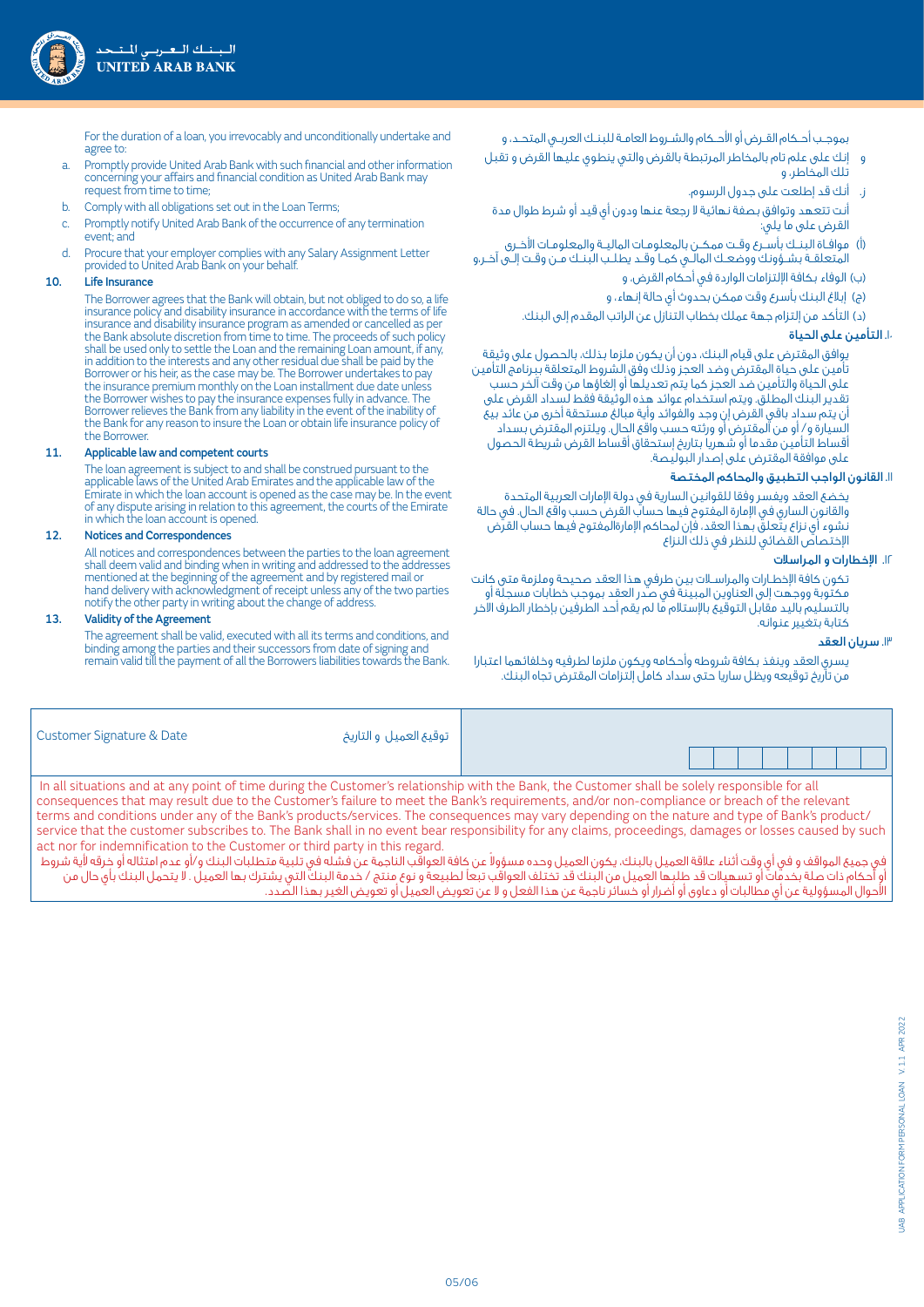For the duration of a loan, you irrevocably and unconditionally undertake and agree to:

a. Promptly provide United Arab Bank with such financial and other information concerning your affairs and financial condition as United Arab Bank may request from time to time;
b. Comply with all obligations set out in the Loan Terms;
c. Promptly notify United Arab Bank of the occurrence of any termination event; and
d. Procure that your employer complies with any Salary Assignment Letter provided to United Arab Bank on your behalf.

**10. Life Insurance**

The Borrower agrees that the Bank will obtain, but not obliged to do so, a life insurance policy and disability insurance in accordance with the terms of life insurance and disability insurance program as amended or cancelled as per the Bank absolute discretion from time to time. The proceeds of such policy shall be used only to settle the Loan and the remaining Loan amount, if any, in addition to the interests and any other residual due shall be paid by the Borrower or his heir, as the case may be. The Borrower undertakes to pay the insurance premium monthly on the Loan installment due date unless the Borrower wishes to pay the insurance expenses fully in advance. The Borrower relieves the Bank from any liability in the event of the inability of the Bank for any reason to insure the Loan or obtain life insurance policy of the Borrower.

**11. Applicable law and competent courts**

The loan agreement is subject to and shall be construed pursuant to the applicable laws of the United Arab Emirates and the applicable law of the Emirate in which the loan account is opened as the case may be. In the event of any dispute arising in relation to this agreement, the courts of the Emirate in which the loan account is opened.

**12. Notices and Correspondences**

All notices and correspondences between the parties to the loan agreement shall deem valid and binding when in writing and addressed to the addresses mentioned at the beginning of the agreement and by registered mail or hand delivery with acknowledgment of receipt unless any of the two parties notify the other party in writing about the change of address.

**13. Validity of the Agreement**

The agreement shall be valid, executed with all its terms and conditions, and binding among the parties and their successors from date of signing and remain valid till the payment of all the Borrowers liabilities towards the Bank.

بموجب أحكام القرض أو الأحكام والشروط العامة للبنك العربي المتحد، و

و إنك على علم تام بالمخاطر المرتبطة بالقرض والتي ينطوي عليها القرض و تقبل تلك المخاطر، و

ز. أنك قد إطلعت على جدول الرسوم.

أنت تتعهد وتوافق بصفة نهائية لا رجعة عنها ودون أي قيد أو شرط طوال مدة القرض على ما يلي:

(أ) موافاة البنك بأسرع وقت ممكن بالمعلومات المالية والمعلومات الأخرى المتعلقة بشؤونك ووضعك المالي كما وقد يطلب البنك من وقت إلى آخر، و

(ب) الوفاء بكافة الإلتزامات الواردة في أحكام القرض، و

(ج) إبلاغ البنك بأسرع وقت ممكن بحدوث أي حالة إنهاء، و

(د) التأكد من إلتزام جهة عملك بخطاب التنازل عن الراتب المقدم إلى البنك.

**١٠. التأمين على الحياة**

يوافق المقترض على قيام البنك، دون أن يكون ملزما بذلك، بالحصول على وثيقة تأمين على حياة المقترض وضد العجز وذلك وفق الشروط المتعلقة ببرنامج التأمين على الحياة والتأمين ضد العجز كما يتم تعديلها أو إلغاؤها من وقت الآخر حسب تقدير البنك المطلق. ويتم استخدام عوائد هذه الوثيقة فقط لسداد القرض على أن يتم سداد باقي القرض إن وجد والفوائد وأية مبالغ مستحقة أخرى من عائد بيع السيارة و/ أو من المقترض أو ورثته حسب واقع الحال. ويلتزم المقترض بسداد أقساط التأمين مقدما أو شهريا بتاريخ إستحقاق أقساط القرض شريطة الحصول على موافقة المقترض على إصدار البوليصة.

**١١. القانون الواجب التطبيق والمحاكم المختصة**

يخضع العقد ويفسر وفقا للقوانين السارية في دولة الإمارات العربية المتحدة والقانون الساري في الإمارة المفتوح فيها حساب القرض حسب واقع الحال. في حالة نشوء أي نزاع يتعلق بهذا العقد، فإن لمحاكم الإمارةالمفتوح فيها حساب القرض الإختصاص القضائي للنظر في ذلك النزاع.

**١٢. الإخطارات و المراسلات**

تكون كافة الإخطارات والمراسلات بين طرفي هذا العقد صحيحة وملزمة متى كانت مكتوبة ووجهت إلى العناوين المبينة في صدر العقد بموجب خطابات مسجلة أو بالتسليم باليد مقابل التوقيع بالإستلام ما لم يقم أحد الطرفين بإخطار الطرف الآخر كتابة بتغيير عنوانه.

**١٣. سريان العقد**

يسري العقد وينفذ بكافة شروطه وأحكامه ويكون ملزما لطرفيه وخلفائهما اعتبارا من تاريخ توقيعه ويظل ساريا حتى سداد كامل إلتزامات المقترض تجاه البنك.

| Customer Signature & Date | توقيع العميل و التاريخ | |
|---|---|---|

In all situations and at any point of time during the Customer's relationship with the Bank, the Customer shall be solely responsible for all consequences that may result due to the Customer's failure to meet the Bank's requirements, and/or non-compliance or breach of the relevant terms and conditions under any of the Bank's products/services. The consequences may vary depending on the nature and type of Bank's product/ service that the customer subscribes to. The Bank shall in no event bear responsibility for any claims, proceedings, damages or losses caused by such act nor for indemnification to the Customer or third party in this regard.

في جميع المواقف و في أي وقت أثناء علاقة العميل بالبنك، يكون العميل وحده مسؤولاً عن كافة العواقب الناجمة عن فشله في تلبية متطلبات البنك و/أو عدم امتثاله أو خرقه لأية شروط أو أحكام ذات صلة بخدمات أو تسهيلات قد طلبها العميل من البنك قد تختلف العواقب تبعاً لطبيعة و نوع منتج / خدمة البنك التي يشترك بها العميل . لا يتحمل البنك بأي حال من الأحوال المسؤولية عن أي مطالبات أو دعاوى أو أضرار أو خسائر ناجمة عن هذا الفعل و لا عن تعويض العميل أو تعويض الغير بهذا الصدد.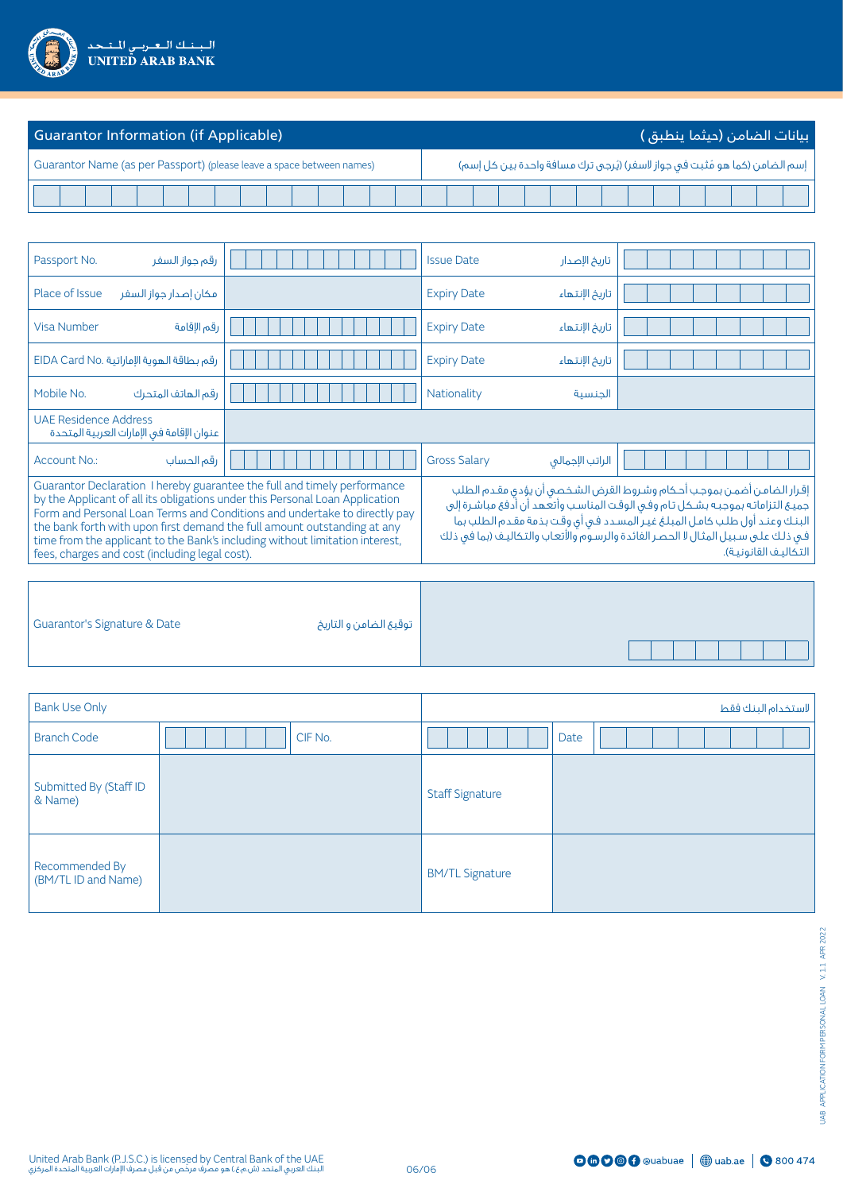البـنـك الـعـربـي المـتـحـد
UNITED ARAB BANK

## Guarantor Information (if Applicable) | بيانات الضامن (حيثما ينطبق)

| Guarantor Name (as per Passport) (please leave a space between names) | إسم الضامن (كما هو مُثبت في جواز السفر) (يُرجى ترك مسافة واحدة بين كل إسم) |
|---|---|
| | |

| | | | | |
|---|---|---|---|---|
| Passport No. رقم جواز السفر | | Issue Date تاريخ الإصدار | |
| Place of Issue مكان إصدار جواز السفر | | Expiry Date تاريخ الإنتهاء | |
| Visa Number رقم الإقامة | | Expiry Date تاريخ الإنتهاء | |
| EIDA Card No. رقم بطاقة الهوية الإماراتية | | Expiry Date تاريخ الإنتهاء | |
| Mobile No. رقم الهاتف المتحرك | | Nationality الجنسية | |
| UAE Residence Address عنوان الإقامة في الإمارات العربية المتحدة | | | |
| Account No.: رقم الحساب | | Gross Salary الراتب الإجمالي | |

Guarantor Declaration I hereby guarantee the full and timely performance by the Applicant of all its obligations under this Personal Loan Application Form and Personal Loan Terms and Conditions and undertake to directly pay the bank forth with upon first demand the full amount outstanding at any time from the applicant to the Bank's including without limitation interest, fees, charges and cost (including legal cost).

إقرار الضامن أضمن بموجب أحكام وشروط القرض الشخصي أن يؤدي مقدم الطلب جميع التزاماته بموجبه بشكل تام وفي الوقت المناسب وأتعهد أن أدفع مباشرة إلى البنك وعند أول طلب كامل المبلغ غير المسدد في أي وقت بذمة مقدم الطلب بما في ذلك على سبيل المثال لا الحصر الفائدة والرسوم والأتعاب والتكاليف (بما في ذلك التكاليف القانونية).

| | |
|---|---|
| Guarantor's Signature & Date توقيع الضامن و التاريخ | |

## Bank Use Only | لاستخدام البنك فقط

| | | | |
|---|---|---|---|
| Branch Code | | CIF No. | | Date | |
| Submitted By (Staff ID & Name) | | Staff Signature | |
| Recommended By (BM/TL ID and Name) | | BM/TL Signature | |

UAB APPLICATION FORM PERSONAL LOAN V 1.1 APR 2022

United Arab Bank (P.J.S.C.) is licensed by Central Bank of the UAE
البنك العربي المتحد (ش.م.ع.) هو مصرف مرخص من قبل مصرف الإمارات العربية المتحدة المركزي

@uabuae | uab.ae | 800 474